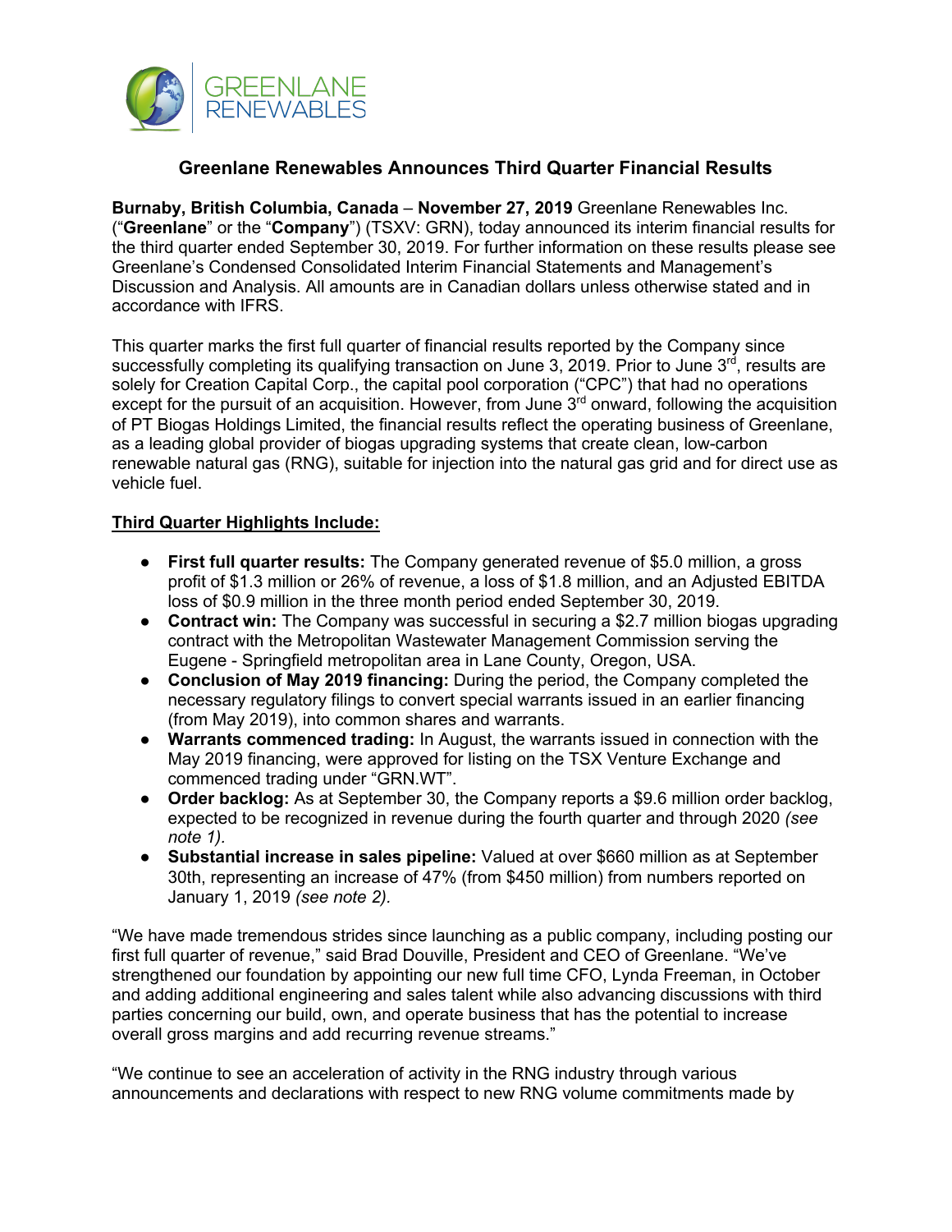GREENLANE RENEWABLES

## Greenlane Renewables Announces Third Quarter Financial Results

**Burnaby, British Columbia, Canada** – **November 27, 2019** Greenlane Renewables Inc. ("**Greenlane**" or the "**Company**") (TSXV: GRN), today announced its interim financial results for the third quarter ended September 30, 2019. For further information on these results please see Greenlane's Condensed Consolidated Interim Financial Statements and Management's Discussion and Analysis. All amounts are in Canadian dollars unless otherwise stated and in accordance with IFRS.

This quarter marks the first full quarter of financial results reported by the Company since successfully completing its qualifying transaction on June 3, 2019. Prior to June 3rd, results are solely for Creation Capital Corp., the capital pool corporation ("CPC") that had no operations except for the pursuit of an acquisition. However, from June 3rd onward, following the acquisition of PT Biogas Holdings Limited, the financial results reflect the operating business of Greenlane, as a leading global provider of biogas upgrading systems that create clean, low-carbon renewable natural gas (RNG), suitable for injection into the natural gas grid and for direct use as vehicle fuel.

**Third Quarter Highlights Include:**

- **First full quarter results:** The Company generated revenue of $5.0 million, a gross profit of $1.3 million or 26% of revenue, a loss of $1.8 million, and an Adjusted EBITDA loss of $0.9 million in the three month period ended September 30, 2019.
- **Contract win:** The Company was successful in securing a $2.7 million biogas upgrading contract with the Metropolitan Wastewater Management Commission serving the Eugene - Springfield metropolitan area in Lane County, Oregon, USA.
- **Conclusion of May 2019 financing:** During the period, the Company completed the necessary regulatory filings to convert special warrants issued in an earlier financing (from May 2019), into common shares and warrants.
- **Warrants commenced trading:** In August, the warrants issued in connection with the May 2019 financing, were approved for listing on the TSX Venture Exchange and commenced trading under "GRN.WT".
- **Order backlog:** As at September 30, the Company reports a $9.6 million order backlog, expected to be recognized in revenue during the fourth quarter and through 2020 *(see note 1).*
- **Substantial increase in sales pipeline:** Valued at over $660 million as at September 30th, representing an increase of 47% (from $450 million) from numbers reported on January 1, 2019 *(see note 2).*

"We have made tremendous strides since launching as a public company, including posting our first full quarter of revenue," said Brad Douville, President and CEO of Greenlane. "We've strengthened our foundation by appointing our new full time CFO, Lynda Freeman, in October and adding additional engineering and sales talent while also advancing discussions with third parties concerning our build, own, and operate business that has the potential to increase overall gross margins and add recurring revenue streams."

"We continue to see an acceleration of activity in the RNG industry through various announcements and declarations with respect to new RNG volume commitments made by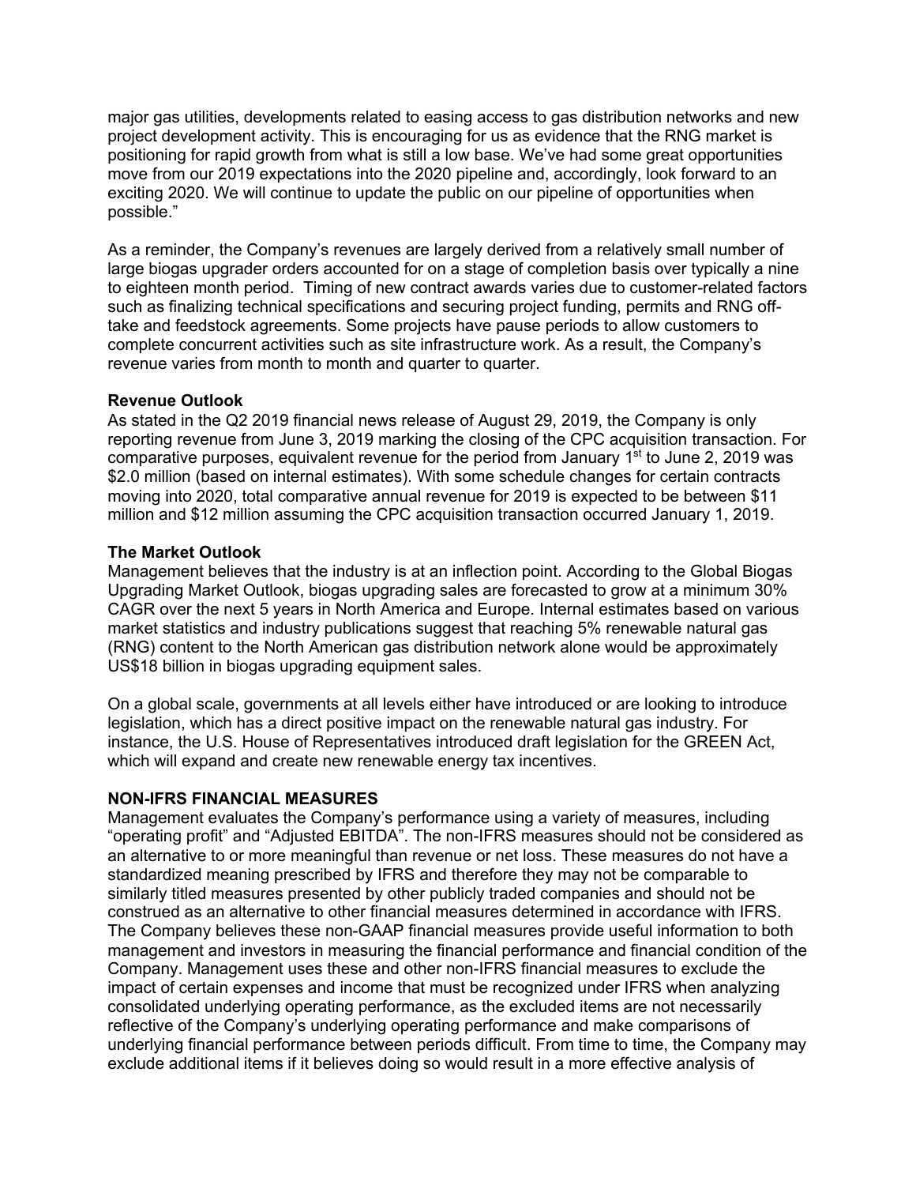major gas utilities, developments related to easing access to gas distribution networks and new project development activity. This is encouraging for us as evidence that the RNG market is positioning for rapid growth from what is still a low base. We've had some great opportunities move from our 2019 expectations into the 2020 pipeline and, accordingly, look forward to an exciting 2020. We will continue to update the public on our pipeline of opportunities when possible."

As a reminder, the Company's revenues are largely derived from a relatively small number of large biogas upgrader orders accounted for on a stage of completion basis over typically a nine to eighteen month period. Timing of new contract awards varies due to customer-related factors such as finalizing technical specifications and securing project funding, permits and RNG off-take and feedstock agreements. Some projects have pause periods to allow customers to complete concurrent activities such as site infrastructure work. As a result, the Company's revenue varies from month to month and quarter to quarter.

**Revenue Outlook**

As stated in the Q2 2019 financial news release of August 29, 2019, the Company is only reporting revenue from June 3, 2019 marking the closing of the CPC acquisition transaction. For comparative purposes, equivalent revenue for the period from January 1st to June 2, 2019 was $2.0 million (based on internal estimates). With some schedule changes for certain contracts moving into 2020, total comparative annual revenue for 2019 is expected to be between $11 million and $12 million assuming the CPC acquisition transaction occurred January 1, 2019.

**The Market Outlook**

Management believes that the industry is at an inflection point. According to the Global Biogas Upgrading Market Outlook, biogas upgrading sales are forecasted to grow at a minimum 30% CAGR over the next 5 years in North America and Europe. Internal estimates based on various market statistics and industry publications suggest that reaching 5% renewable natural gas (RNG) content to the North American gas distribution network alone would be approximately US$18 billion in biogas upgrading equipment sales.

On a global scale, governments at all levels either have introduced or are looking to introduce legislation, which has a direct positive impact on the renewable natural gas industry. For instance, the U.S. House of Representatives introduced draft legislation for the GREEN Act, which will expand and create new renewable energy tax incentives.

**NON-IFRS FINANCIAL MEASURES**

Management evaluates the Company's performance using a variety of measures, including "operating profit" and "Adjusted EBITDA". The non-IFRS measures should not be considered as an alternative to or more meaningful than revenue or net loss. These measures do not have a standardized meaning prescribed by IFRS and therefore they may not be comparable to similarly titled measures presented by other publicly traded companies and should not be construed as an alternative to other financial measures determined in accordance with IFRS. The Company believes these non-GAAP financial measures provide useful information to both management and investors in measuring the financial performance and financial condition of the Company. Management uses these and other non-IFRS financial measures to exclude the impact of certain expenses and income that must be recognized under IFRS when analyzing consolidated underlying operating performance, as the excluded items are not necessarily reflective of the Company's underlying operating performance and make comparisons of underlying financial performance between periods difficult. From time to time, the Company may exclude additional items if it believes doing so would result in a more effective analysis of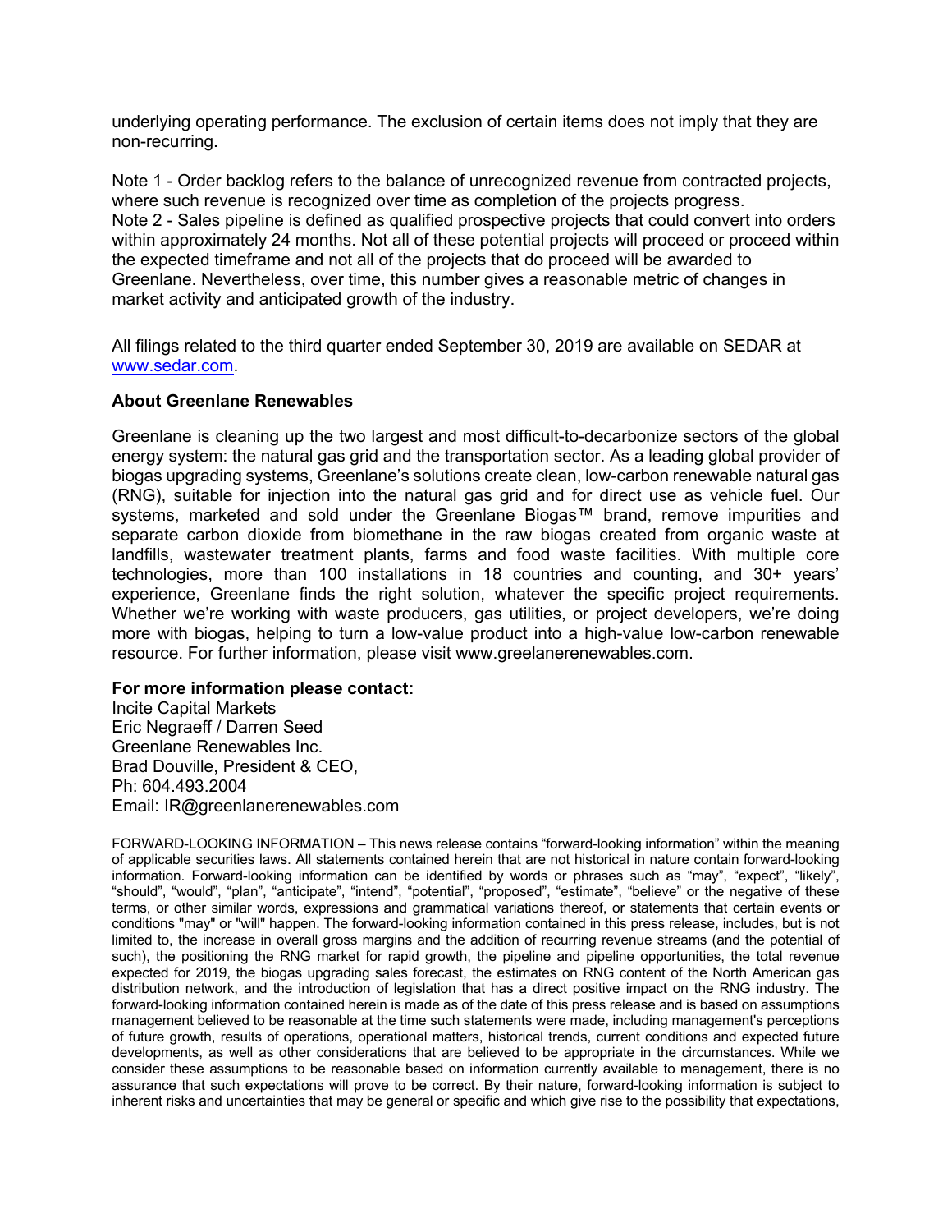underlying operating performance. The exclusion of certain items does not imply that they are non-recurring.

Note 1 - Order backlog refers to the balance of unrecognized revenue from contracted projects, where such revenue is recognized over time as completion of the projects progress.
Note 2 - Sales pipeline is defined as qualified prospective projects that could convert into orders within approximately 24 months. Not all of these potential projects will proceed or proceed within the expected timeframe and not all of the projects that do proceed will be awarded to Greenlane. Nevertheless, over time, this number gives a reasonable metric of changes in market activity and anticipated growth of the industry.

All filings related to the third quarter ended September 30, 2019 are available on SEDAR at www.sedar.com.

**About Greenlane Renewables**

Greenlane is cleaning up the two largest and most difficult-to-decarbonize sectors of the global energy system: the natural gas grid and the transportation sector. As a leading global provider of biogas upgrading systems, Greenlane's solutions create clean, low-carbon renewable natural gas (RNG), suitable for injection into the natural gas grid and for direct use as vehicle fuel. Our systems, marketed and sold under the Greenlane Biogas™ brand, remove impurities and separate carbon dioxide from biomethane in the raw biogas created from organic waste at landfills, wastewater treatment plants, farms and food waste facilities. With multiple core technologies, more than 100 installations in 18 countries and counting, and 30+ years' experience, Greenlane finds the right solution, whatever the specific project requirements. Whether we're working with waste producers, gas utilities, or project developers, we're doing more with biogas, helping to turn a low-value product into a high-value low-carbon renewable resource. For further information, please visit www.greelanerenewables.com.

**For more information please contact:**
Incite Capital Markets
Eric Negraeff / Darren Seed
Greenlane Renewables Inc.
Brad Douville, President & CEO,
Ph: 604.493.2004
Email: IR@greenlanerenewables.com

FORWARD-LOOKING INFORMATION – This news release contains "forward-looking information" within the meaning of applicable securities laws. All statements contained herein that are not historical in nature contain forward-looking information. Forward-looking information can be identified by words or phrases such as "may", "expect", "likely", "should", "would", "plan", "anticipate", "intend", "potential", "proposed", "estimate", "believe" or the negative of these terms, or other similar words, expressions and grammatical variations thereof, or statements that certain events or conditions "may" or "will" happen. The forward-looking information contained in this press release, includes, but is not limited to, the increase in overall gross margins and the addition of recurring revenue streams (and the potential of such), the positioning the RNG market for rapid growth, the pipeline and pipeline opportunities, the total revenue expected for 2019, the biogas upgrading sales forecast, the estimates on RNG content of the North American gas distribution network, and the introduction of legislation that has a direct positive impact on the RNG industry. The forward-looking information contained herein is made as of the date of this press release and is based on assumptions management believed to be reasonable at the time such statements were made, including management's perceptions of future growth, results of operations, operational matters, historical trends, current conditions and expected future developments, as well as other considerations that are believed to be appropriate in the circumstances. While we consider these assumptions to be reasonable based on information currently available to management, there is no assurance that such expectations will prove to be correct. By their nature, forward-looking information is subject to inherent risks and uncertainties that may be general or specific and which give rise to the possibility that expectations,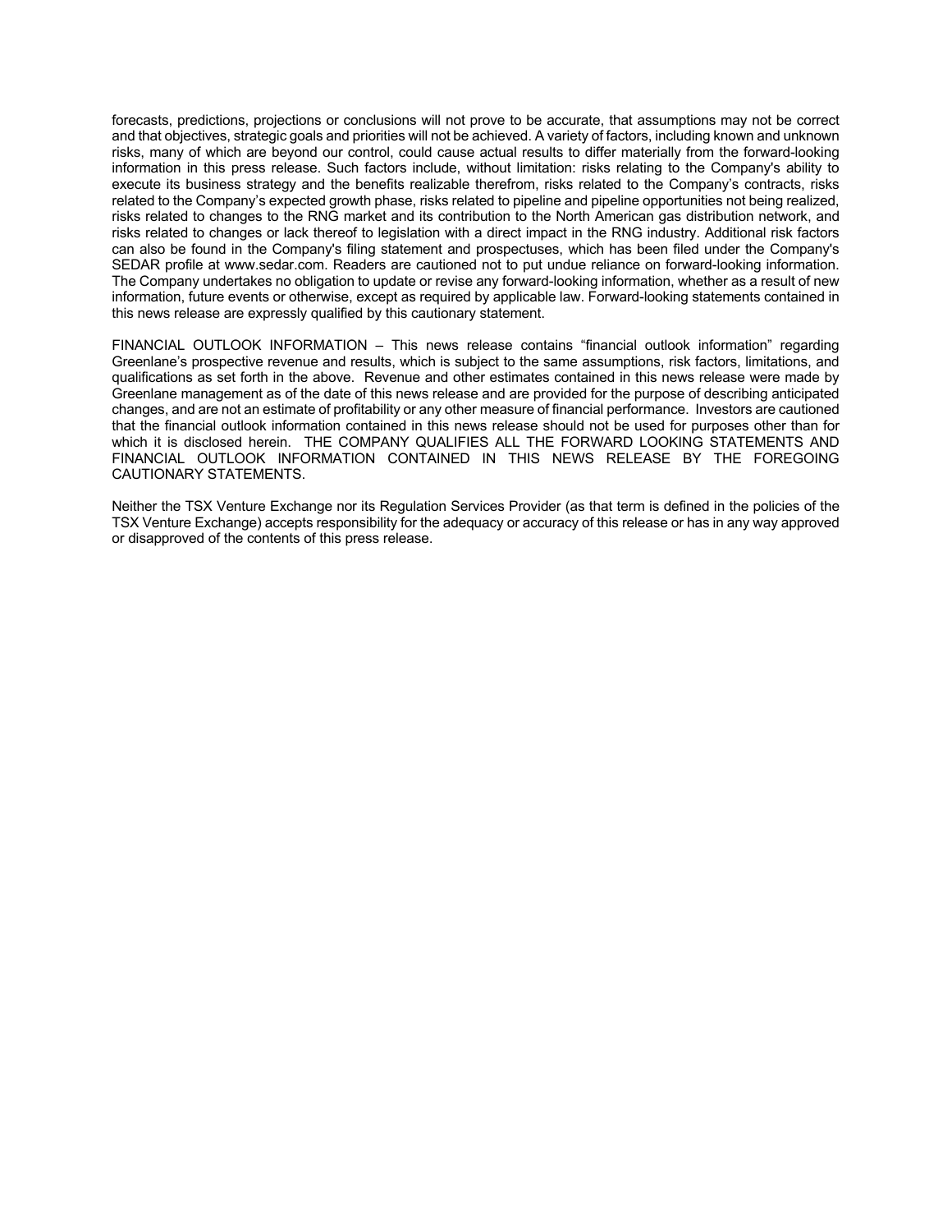forecasts, predictions, projections or conclusions will not prove to be accurate, that assumptions may not be correct and that objectives, strategic goals and priorities will not be achieved. A variety of factors, including known and unknown risks, many of which are beyond our control, could cause actual results to differ materially from the forward-looking information in this press release. Such factors include, without limitation: risks relating to the Company's ability to execute its business strategy and the benefits realizable therefrom, risks related to the Company's contracts, risks related to the Company's expected growth phase, risks related to pipeline and pipeline opportunities not being realized, risks related to changes to the RNG market and its contribution to the North American gas distribution network, and risks related to changes or lack thereof to legislation with a direct impact in the RNG industry. Additional risk factors can also be found in the Company's filing statement and prospectuses, which has been filed under the Company's SEDAR profile at www.sedar.com. Readers are cautioned not to put undue reliance on forward-looking information. The Company undertakes no obligation to update or revise any forward-looking information, whether as a result of new information, future events or otherwise, except as required by applicable law. Forward-looking statements contained in this news release are expressly qualified by this cautionary statement.

FINANCIAL OUTLOOK INFORMATION – This news release contains "financial outlook information" regarding Greenlane's prospective revenue and results, which is subject to the same assumptions, risk factors, limitations, and qualifications as set forth in the above. Revenue and other estimates contained in this news release were made by Greenlane management as of the date of this news release and are provided for the purpose of describing anticipated changes, and are not an estimate of profitability or any other measure of financial performance. Investors are cautioned that the financial outlook information contained in this news release should not be used for purposes other than for which it is disclosed herein. THE COMPANY QUALIFIES ALL THE FORWARD LOOKING STATEMENTS AND FINANCIAL OUTLOOK INFORMATION CONTAINED IN THIS NEWS RELEASE BY THE FOREGOING CAUTIONARY STATEMENTS.

Neither the TSX Venture Exchange nor its Regulation Services Provider (as that term is defined in the policies of the TSX Venture Exchange) accepts responsibility for the adequacy or accuracy of this release or has in any way approved or disapproved of the contents of this press release.